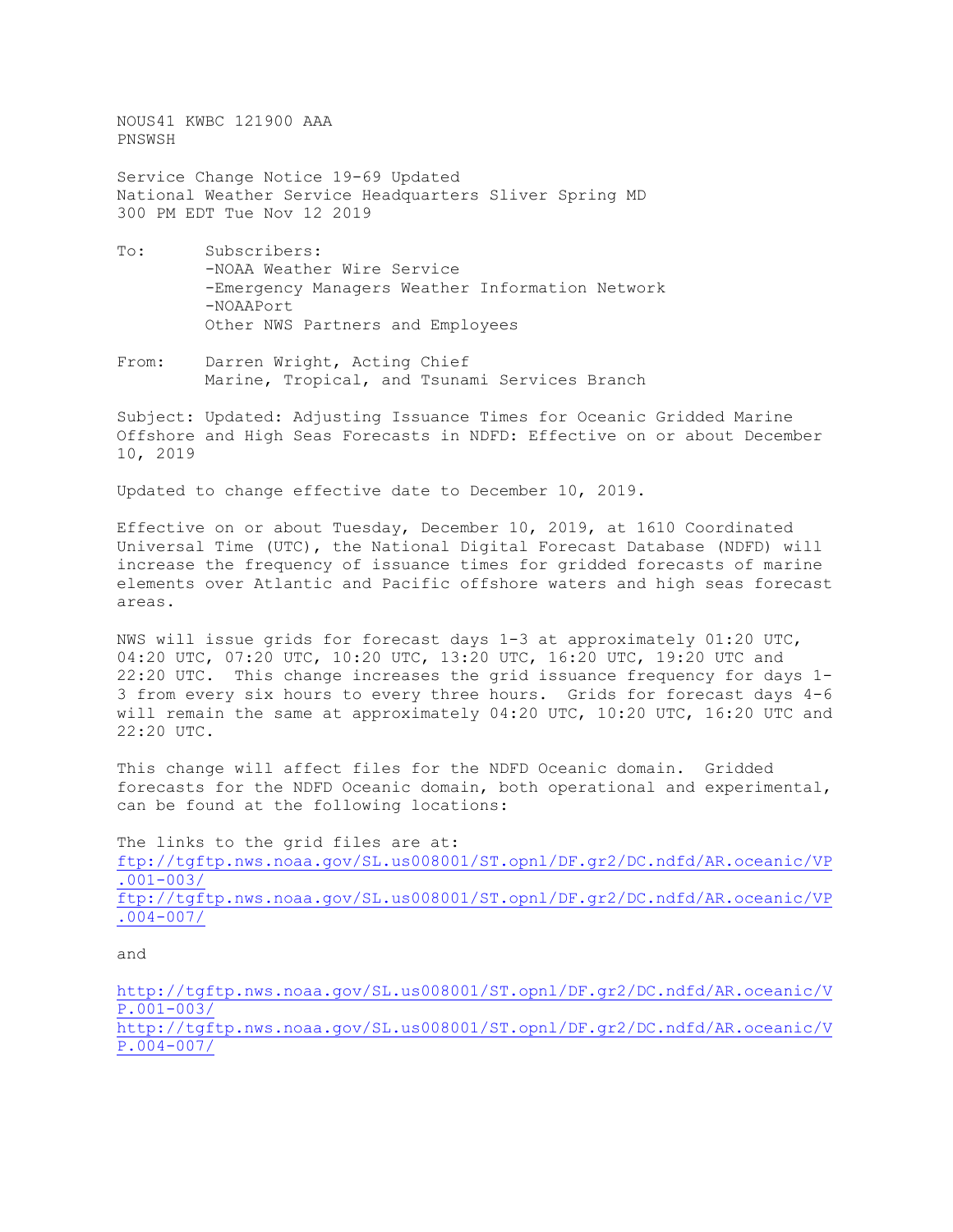NOUS41 KWBC 121900 AAA
PNSWSH

Service Change Notice 19-69 Updated
National Weather Service Headquarters Sliver Spring MD
300 PM EDT Tue Nov 12 2019

To: Subscribers:
- -NOAA Weather Wire Service
- -Emergency Managers Weather Information Network
- -NOAAPort

Other NWS Partners and Employees

From: Darren Wright, Acting Chief
Marine, Tropical, and Tsunami Services Branch

Subject: Updated: Adjusting Issuance Times for Oceanic Gridded Marine Offshore and High Seas Forecasts in NDFD: Effective on or about December 10, 2019

Updated to change effective date to December 10, 2019.

Effective on or about Tuesday, December 10, 2019, at 1610 Coordinated Universal Time (UTC), the National Digital Forecast Database (NDFD) will increase the frequency of issuance times for gridded forecasts of marine elements over Atlantic and Pacific offshore waters and high seas forecast areas.

NWS will issue grids for forecast days 1-3 at approximately 01:20 UTC, 04:20 UTC, 07:20 UTC, 10:20 UTC, 13:20 UTC, 16:20 UTC, 19:20 UTC and 22:20 UTC. This change increases the grid issuance frequency for days 1-3 from every six hours to every three hours. Grids for forecast days 4-6 will remain the same at approximately 04:20 UTC, 10:20 UTC, 16:20 UTC and 22:20 UTC.

This change will affect files for the NDFD Oceanic domain. Gridded forecasts for the NDFD Oceanic domain, both operational and experimental, can be found at the following locations:

The links to the grid files are at:
ftp://tgftp.nws.noaa.gov/SL.us008001/ST.opnl/DF.gr2/DC.ndfd/AR.oceanic/VP.001-003/
ftp://tgftp.nws.noaa.gov/SL.us008001/ST.opnl/DF.gr2/DC.ndfd/AR.oceanic/VP.004-007/

and

http://tgftp.nws.noaa.gov/SL.us008001/ST.opnl/DF.gr2/DC.ndfd/AR.oceanic/VP.001-003/
http://tgftp.nws.noaa.gov/SL.us008001/ST.opnl/DF.gr2/DC.ndfd/AR.oceanic/VP.004-007/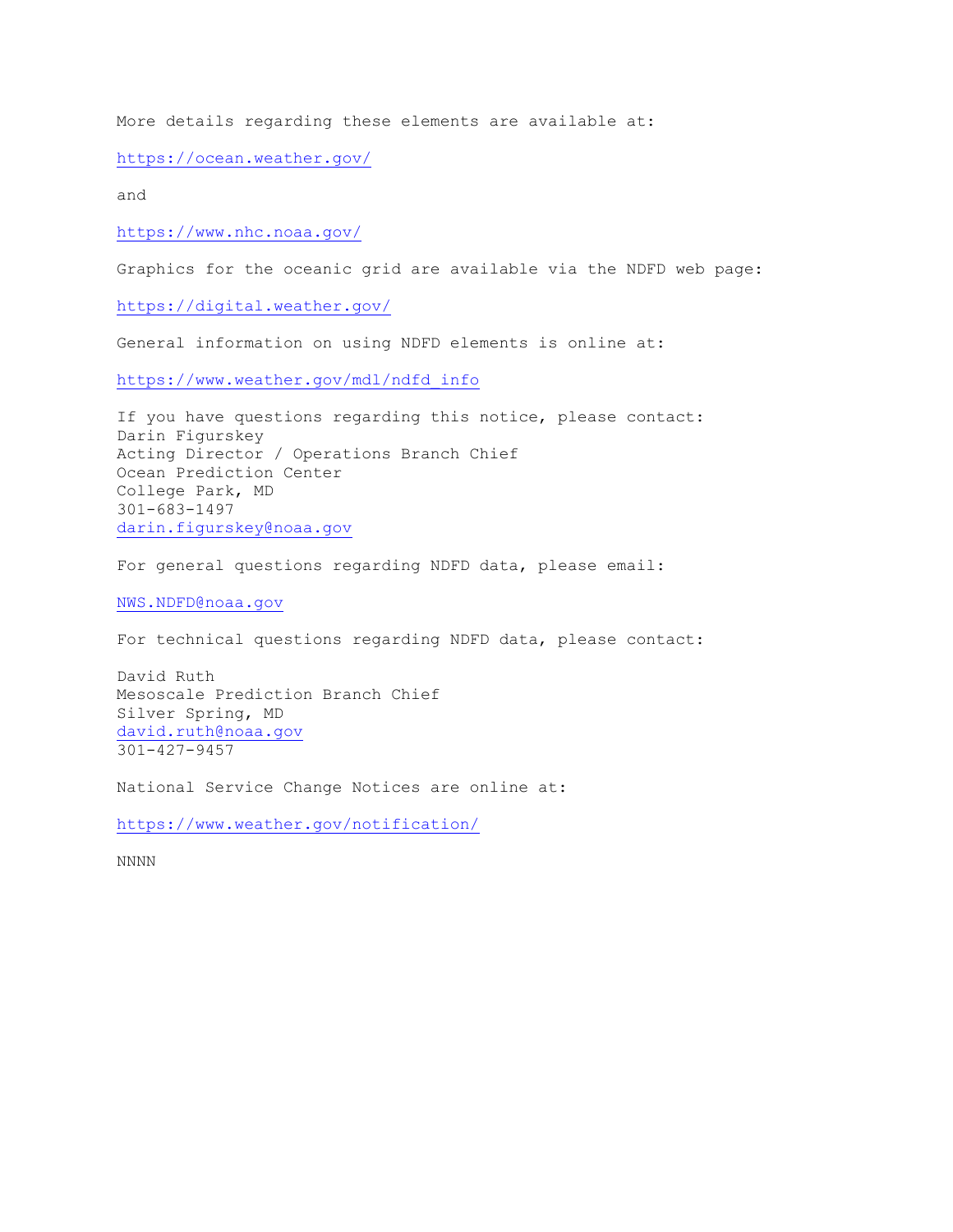More details regarding these elements are available at:

https://ocean.weather.gov/

and

https://www.nhc.noaa.gov/

Graphics for the oceanic grid are available via the NDFD web page:

https://digital.weather.gov/

General information on using NDFD elements is online at:

https://www.weather.gov/mdl/ndfd_info

If you have questions regarding this notice, please contact:
Darin Figurskey
Acting Director / Operations Branch Chief
Ocean Prediction Center
College Park, MD
301-683-1497
darin.figurskey@noaa.gov

For general questions regarding NDFD data, please email:

NWS.NDFD@noaa.gov

For technical questions regarding NDFD data, please contact:

David Ruth
Mesoscale Prediction Branch Chief
Silver Spring, MD
david.ruth@noaa.gov
301-427-9457

National Service Change Notices are online at:

https://www.weather.gov/notification/

NNNN